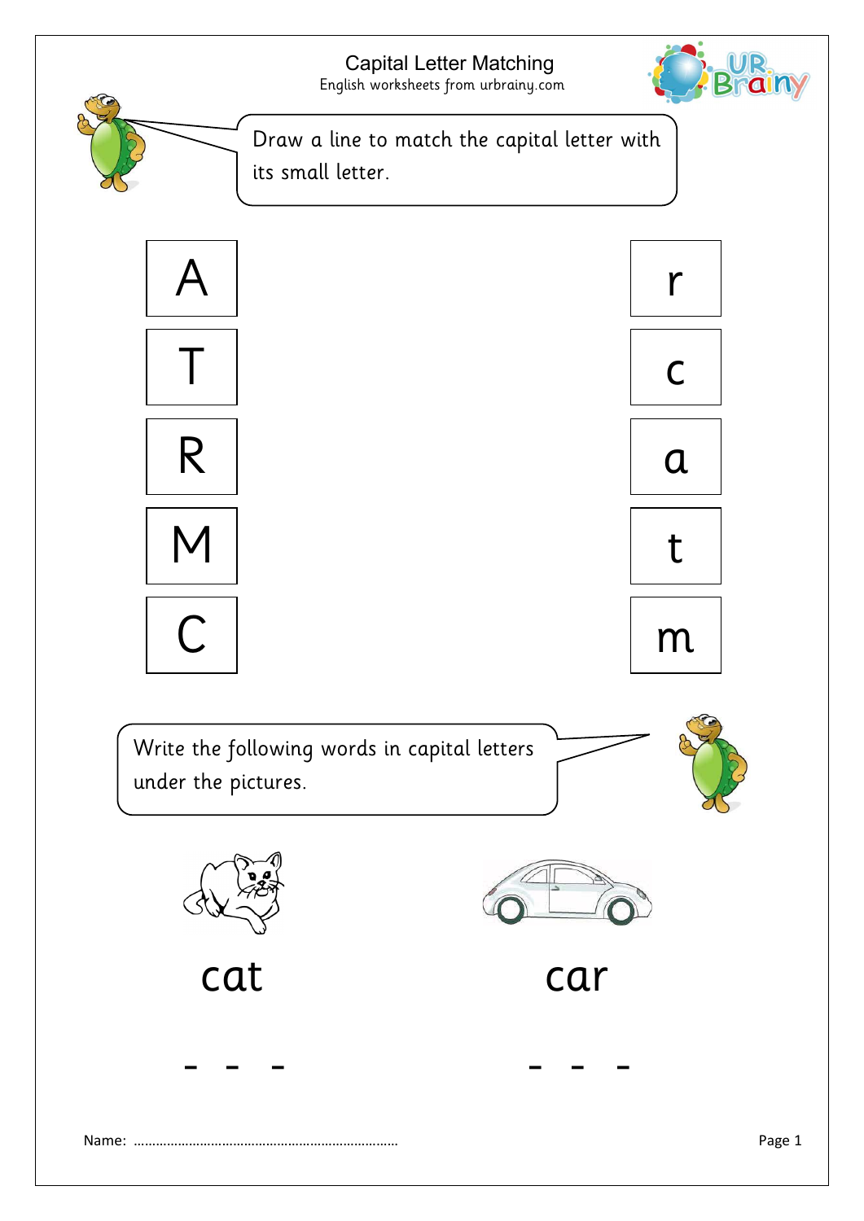# Capital Letter Matching

English worksheets from urbrainy.com

Draw a line to match the capital letter with its small letter.

| | |
|---|---|
| A | r |
| T | c |
| R | a |
| M | t |
| C | m |

Write the following words in capital letters under the pictures.

| | |
|---|---|
| cat | car |
| - - - | - - - |

Name: ……………………………………………………………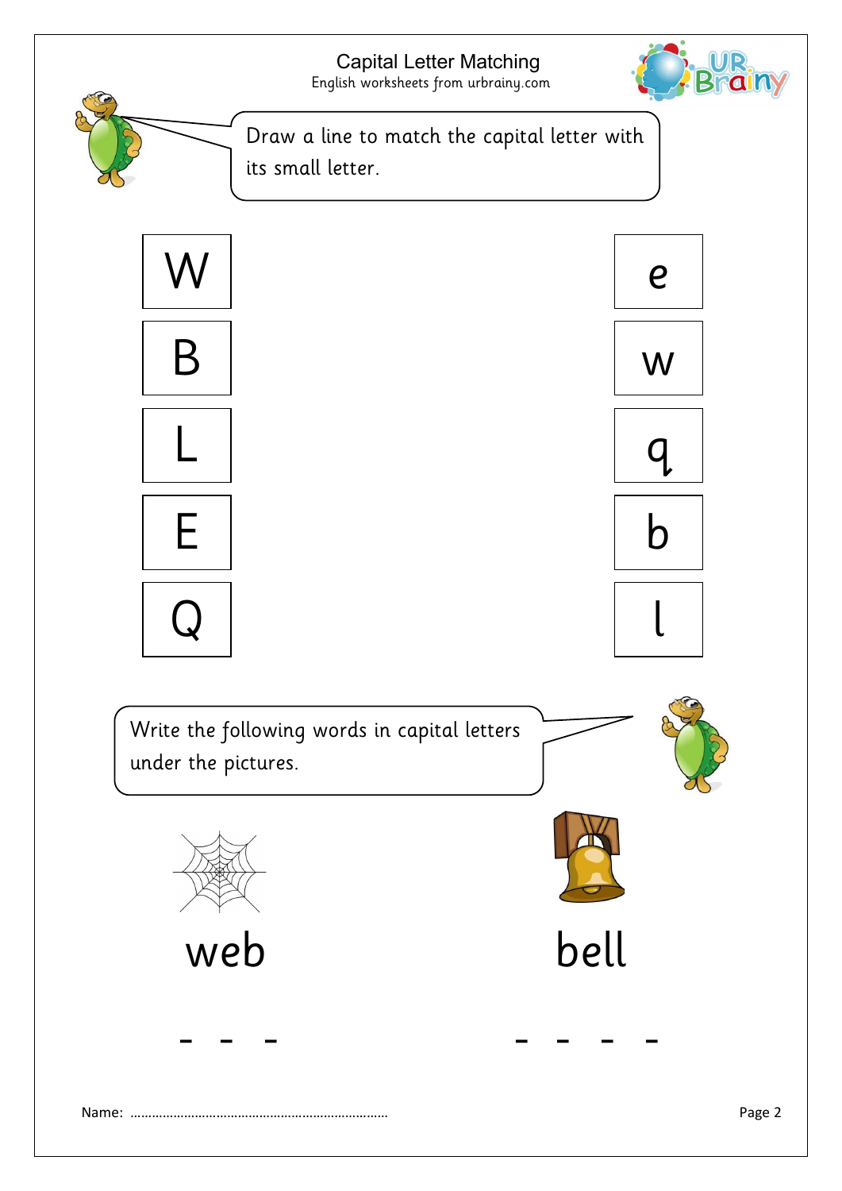# Capital Letter Matching

English worksheets from urbrainy.com

Draw a line to match the capital letter with its small letter.

| | |
|---|---|
| W | e |
| B | w |
| L | q |
| E | b |
| Q | l |

Write the following words in capital letters under the pictures.

web

\_ \_ \_

bell

\_ \_ \_ \_

Name: ………………………………………………………………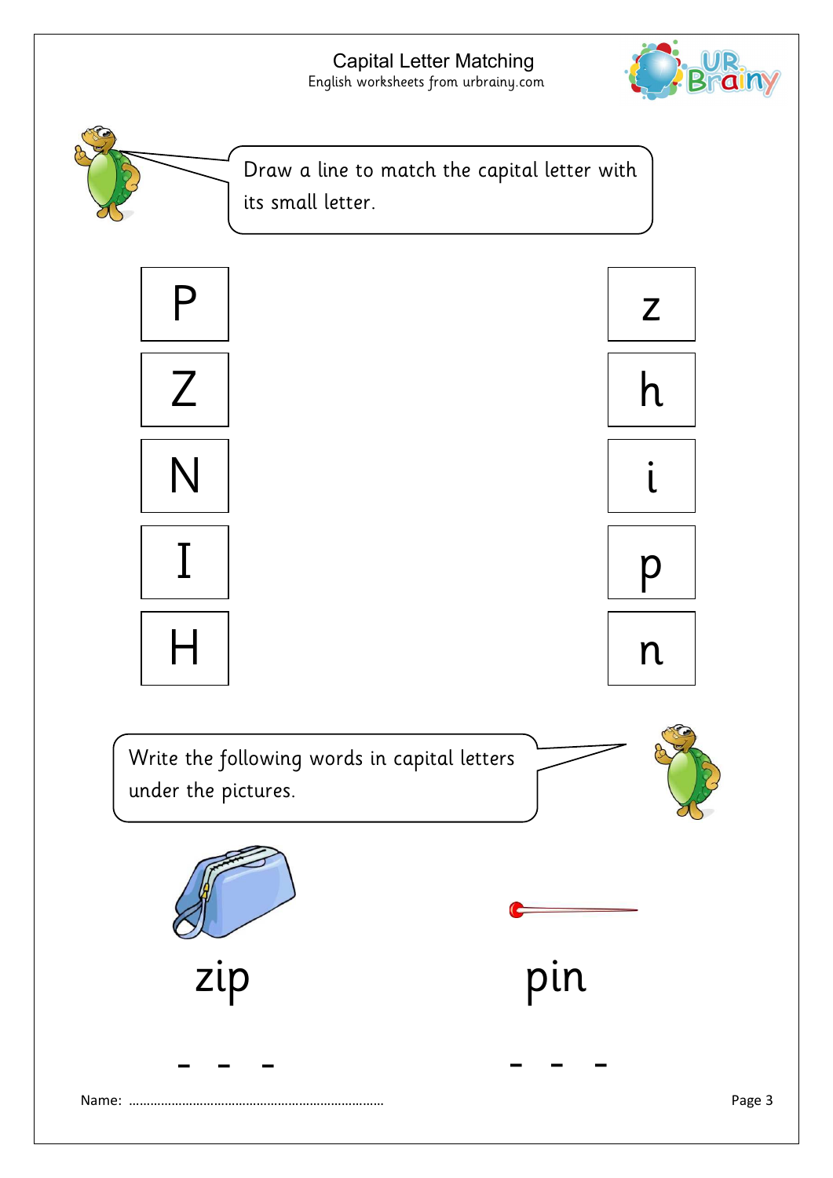# Capital Letter Matching

English worksheets from urbrainy.com

Draw a line to match the capital letter with its small letter.

| | |
|---|---|
| P | z |
| Z | h |
| N | i |
| I | p |
| H | n |

Write the following words in capital letters under the pictures.

zip

\- - -

pin

\- - -

Name: ……………………………………………………………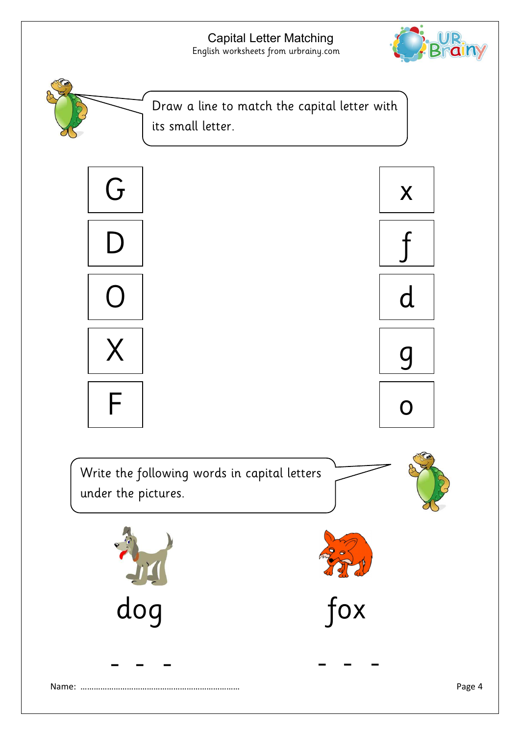# Capital Letter Matching

English worksheets from urbrainy.com

Draw a line to match the capital letter with its small letter.

| | |
|---|---|
| G | x |
| D | f |
| O | d |
| X | g |
| F | o |

Write the following words in capital letters under the pictures.

dog

\- - -

fox

\- - -

Name: ......................................................................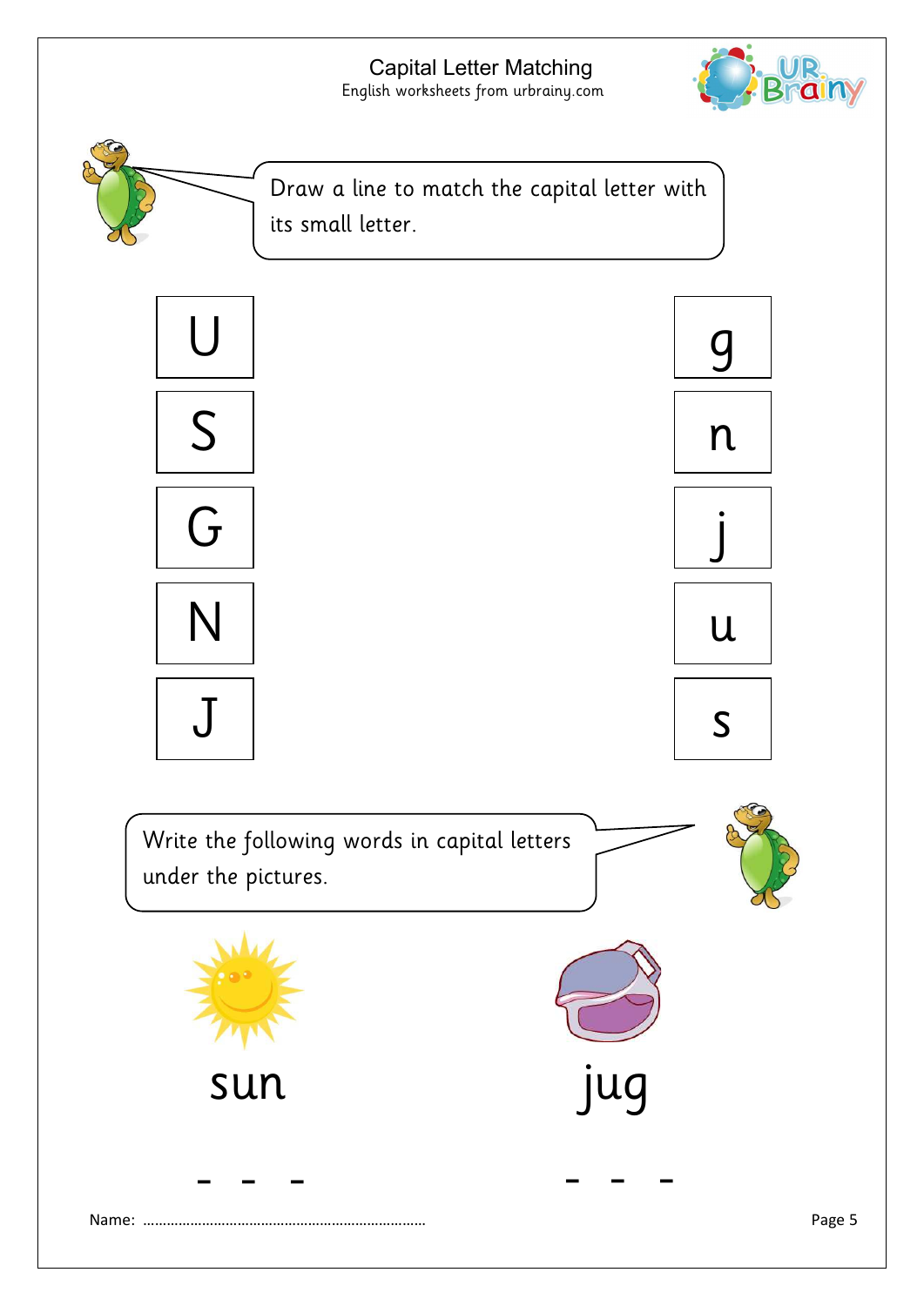# Capital Letter Matching

English worksheets from urbrainy.com

Draw a line to match the capital letter with its small letter.

| | |
|---|---|
| U | g |
| S | n |
| G | j |
| N | u |
| J | s |

Write the following words in capital letters under the pictures.

sun

\- - -

jug

\- - -

Name: ……………………………………………………………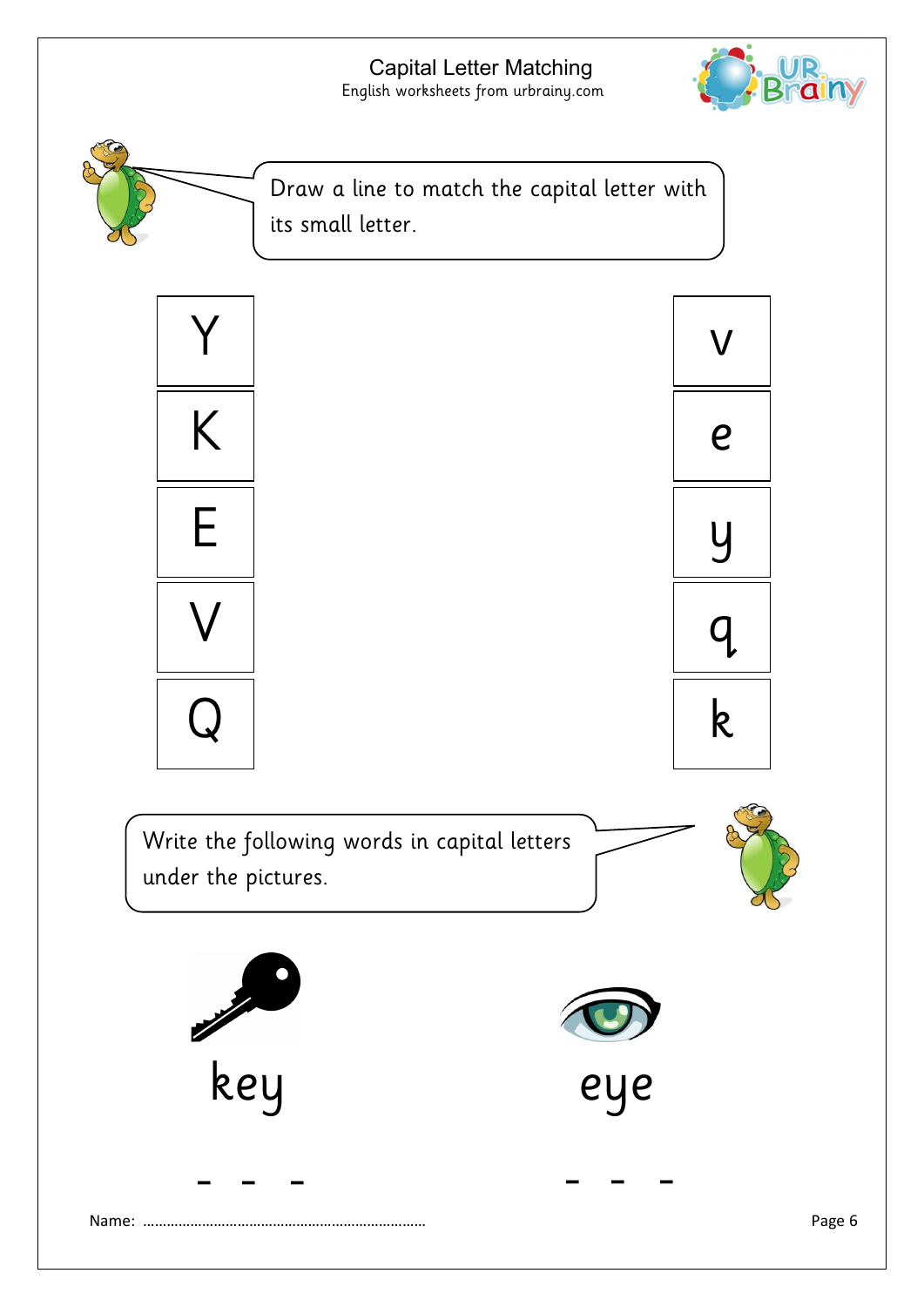# Capital Letter Matching

English worksheets from urbrainy.com

Draw a line to match the capital letter with its small letter.

| | |
|---|---|
| Y | v |
| K | e |
| E | y |
| V | q |
| Q | k |

Write the following words in capital letters under the pictures.

key

\- - -

eye

\- - -

Name: ……………………………………………………………